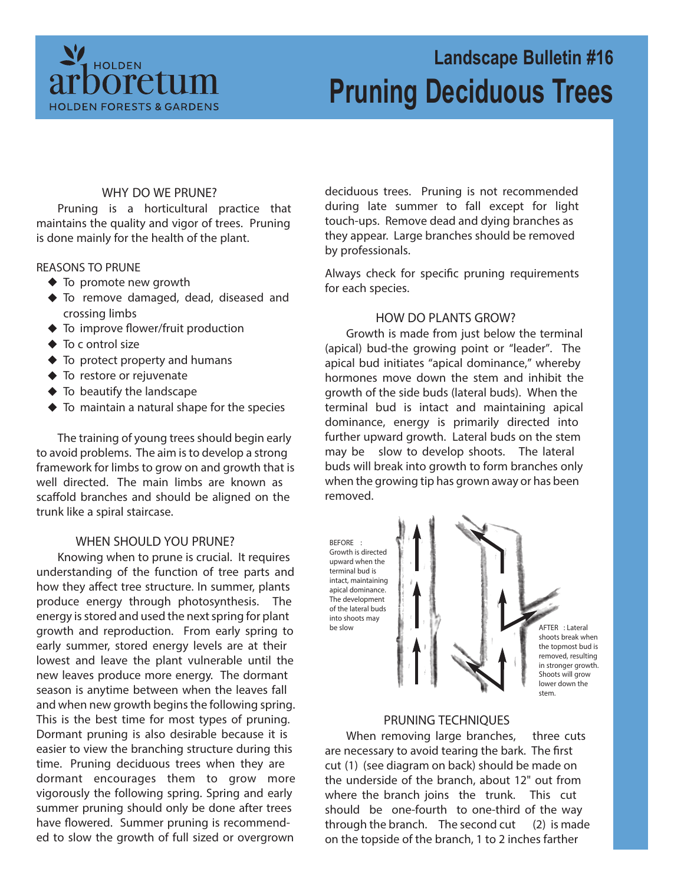Holden Arboretum — Holden Forests & Gardens

# Landscape Bulletin #16

# Pruning Deciduous Trees

## WHY DO WE PRUNE?

Pruning is a horticultural practice that maintains the quality and vigor of trees. Pruning is done mainly for the health of the plant.

REASONS TO PRUNE

- To promote new growth
- To remove damaged, dead, diseased and crossing limbs
- To improve flower/fruit production
- To c ontrol size
- To protect property and humans
- To restore or rejuvenate
- To beautify the landscape
- To maintain a natural shape for the species

The training of young trees should begin early to avoid problems. The aim is to develop a strong framework for limbs to grow on and growth that is well directed. The main limbs are known as scaffold branches and should be aligned on the trunk like a spiral staircase.

## WHEN SHOULD YOU PRUNE?

Knowing when to prune is crucial. It requires understanding of the function of tree parts and how they affect tree structure. In summer, plants produce energy through photosynthesis. The energy is stored and used the next spring for plant growth and reproduction. From early spring to early summer, stored energy levels are at their lowest and leave the plant vulnerable until the new leaves produce more energy. The dormant season is anytime between when the leaves fall and when new growth begins the following spring. This is the best time for most types of pruning. Dormant pruning is also desirable because it is easier to view the branching structure during this time. Pruning deciduous trees when they are dormant encourages them to grow more vigorously the following spring. Spring and early summer pruning should only be done after trees have flowered. Summer pruning is recommended to slow the growth of full sized or overgrown deciduous trees. Pruning is not recommended during late summer to fall except for light touch-ups. Remove dead and dying branches as they appear. Large branches should be removed by professionals.

Always check for specific pruning requirements for each species.

## HOW DO PLANTS GROW?

Growth is made from just below the terminal (apical) bud-the growing point or "leader". The apical bud initiates "apical dominance," whereby hormones move down the stem and inhibit the growth of the side buds (lateral buds). When the terminal bud is intact and maintaining apical dominance, energy is primarily directed into further upward growth. Lateral buds on the stem may be slow to develop shoots. The lateral buds will break into growth to form branches only when the growing tip has grown away or has been removed.

BEFORE : Growth is directed upward when the terminal bud is intact, maintaining apical dominance. The development of the lateral buds into shoots may be slow

AFTER : Lateral shoots break when the topmost bud is removed, resulting in stronger growth. Shoots will grow lower down the stem.

## PRUNING TECHNIQUES

When removing large branches, three cuts are necessary to avoid tearing the bark. The first cut (1) (see diagram on back) should be made on the underside of the branch, about 12" out from where the branch joins the trunk. This cut should be one-fourth to one-third of the way through the branch. The second cut (2) is made on the topside of the branch, 1 to 2 inches farther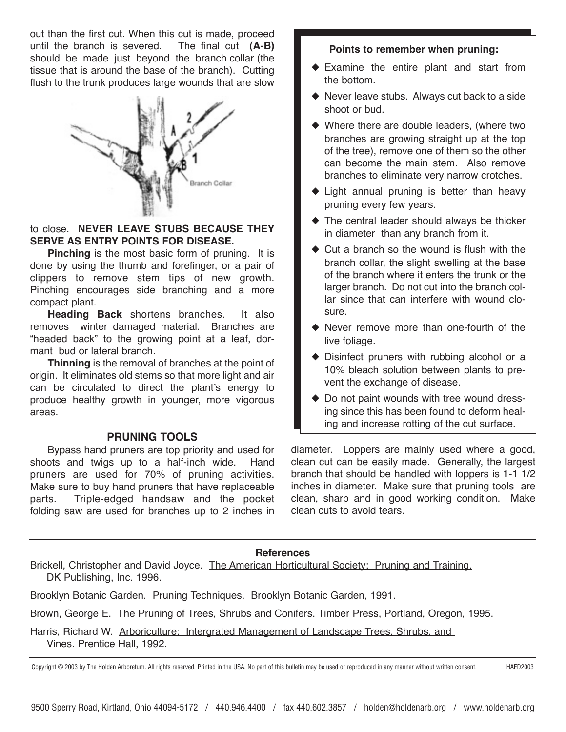out than the first cut. When this cut is made, proceed until the branch is severed. The final cut **(A-B)** should be made just beyond the branch collar (the tissue that is around the base of the branch). Cutting flush to the trunk produces large wounds that are slow to close. **NEVER LEAVE STUBS BECAUSE THEY SERVE AS ENTRY POINTS FOR DISEASE.**

A
2
B
1
Branch Collar

**Pinching** is the most basic form of pruning. It is done by using the thumb and forefinger, or a pair of clippers to remove stem tips of new growth. Pinching encourages side branching and a more compact plant.

**Heading Back** shortens branches. It also removes winter damaged material. Branches are "headed back" to the growing point at a leaf, dormant bud or lateral branch.

**Thinning** is the removal of branches at the point of origin. It eliminates old stems so that more light and air can be circulated to direct the plant's energy to produce healthy growth in younger, more vigorous areas.

### PRUNING TOOLS

Bypass hand pruners are top priority and used for shoots and twigs up to a half-inch wide. Hand pruners are used for 70% of pruning activities. Make sure to buy hand pruners that have replaceable parts. Triple-edged handsaw and the pocket folding saw are used for branches up to 2 inches in diameter. Loppers are mainly used where a good, clean cut can be easily made. Generally, the largest branch that should be handled with loppers is 1-1 1/2 inches in diameter. Make sure that pruning tools are clean, sharp and in good working condition. Make clean cuts to avoid tears.

**Points to remember when pruning:**

- Examine the entire plant and start from the bottom.
- Never leave stubs. Always cut back to a side shoot or bud.
- Where there are double leaders, (where two branches are growing straight up at the top of the tree), remove one of them so the other can become the main stem. Also remove branches to eliminate very narrow crotches.
- Light annual pruning is better than heavy pruning every few years.
- The central leader should always be thicker in diameter than any branch from it.
- Cut a branch so the wound is flush with the branch collar, the slight swelling at the base of the branch where it enters the trunk or the larger branch. Do not cut into the branch collar since that can interfere with wound closure.
- Never remove more than one-fourth of the live foliage.
- Disinfect pruners with rubbing alcohol or a 10% bleach solution between plants to prevent the exchange of disease.
- Do not paint wounds with tree wound dressing since this has been found to deform healing and increase rotting of the cut surface.

### References

Brickell, Christopher and David Joyce. The American Horticultural Society: Pruning and Training. DK Publishing, Inc. 1996.

Brooklyn Botanic Garden. Pruning Techniques. Brooklyn Botanic Garden, 1991.

Brown, George E. The Pruning of Trees, Shrubs and Conifers. Timber Press, Portland, Oregon, 1995.

Harris, Richard W. Arboriculture: Intergrated Management of Landscape Trees, Shrubs, and Vines. Prentice Hall, 1992.

Copyright © 2003 by The Holden Arboretum. All rights reserved. Printed in the USA. No part of this bulletin may be used or reproduced in any manner without written consent. HAED2003

9500 Sperry Road, Kirtland, Ohio 44094-5172 / 440.946.4400 / fax 440.602.3857 / holden@holdenarb.org / www.holdenarb.org